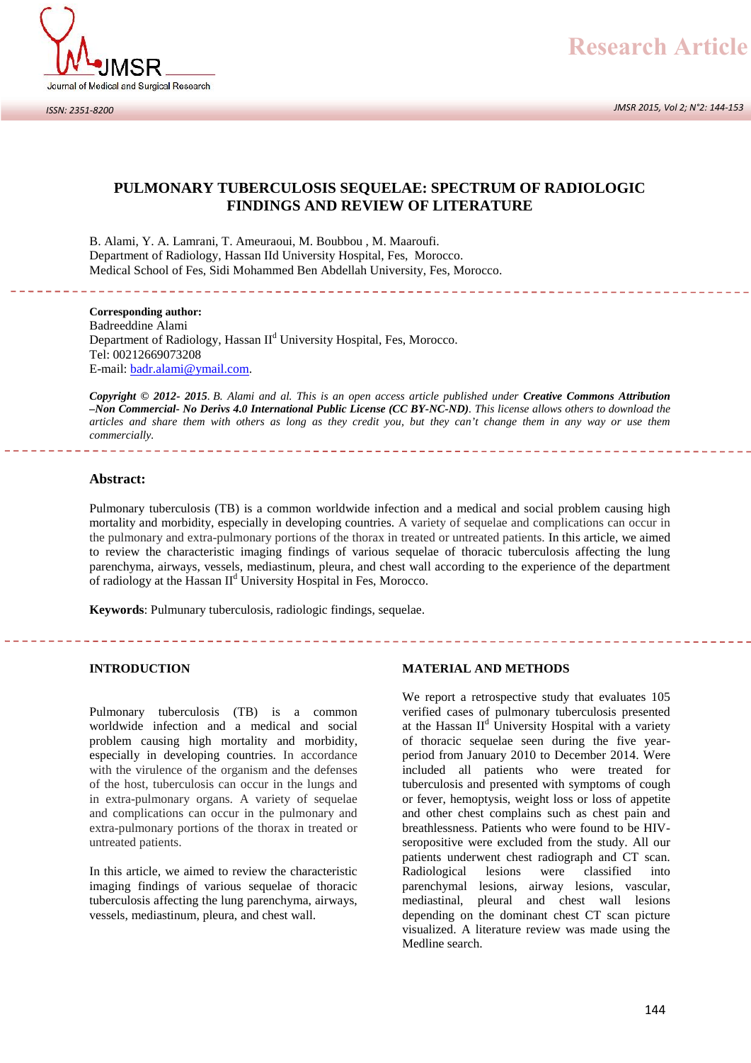# PULMONARY TUBERCULOSIS SEQUELAE: SPECTRUM OF RADIOLOGIC FINDINGS AND REVIEW OF LITERATURE

B. Alami, Y. A. Lamrani, T. Ameuraoui, M. Boubbou , M. Maaroufi.
Department of Radiology, Hassan IId University Hospital, Fes, Morocco.
Medical School of Fes, Sidi Mohammed Ben Abdellah University, Fes, Morocco.

**Corresponding author:**
Badreeddine Alami
Department of Radiology, Hassan II[d] University Hospital, Fes, Morocco.
Tel: 00212669073208
E-mail: badr.alami@ymail.com.

***Copyright © 2012- 2015****. B. Alami and al. This is an open access article published under* ***Creative Commons Attribution –Non Commercial- No Derivs 4.0 International Public License (CC BY-NC-ND)****. This license allows others to download the articles and share them with others as long as they credit you, but they can't change them in any way or use them commercially.*

## Abstract:

Pulmonary tuberculosis (TB) is a common worldwide infection and a medical and social problem causing high mortality and morbidity, especially in developing countries. A variety of sequelae and complications can occur in the pulmonary and extra-pulmonary portions of the thorax in treated or untreated patients. In this article, we aimed to review the characteristic imaging findings of various sequelae of thoracic tuberculosis affecting the lung parenchyma, airways, vessels, mediastinum, pleura, and chest wall according to the experience of the department of radiology at the Hassan II[d] University Hospital in Fes, Morocco.

**Keywords**: Pulmunary tuberculosis, radiologic findings, sequelae.

## INTRODUCTION

Pulmonary tuberculosis (TB) is a common worldwide infection and a medical and social problem causing high mortality and morbidity, especially in developing countries. In accordance with the virulence of the organism and the defenses of the host, tuberculosis can occur in the lungs and in extra-pulmonary organs. A variety of sequelae and complications can occur in the pulmonary and extra-pulmonary portions of the thorax in treated or untreated patients.

In this article, we aimed to review the characteristic imaging findings of various sequelae of thoracic tuberculosis affecting the lung parenchyma, airways, vessels, mediastinum, pleura, and chest wall.

## MATERIAL AND METHODS

We report a retrospective study that evaluates 105 verified cases of pulmonary tuberculosis presented at the Hassan II[d] University Hospital with a variety of thoracic sequelae seen during the five year-period from January 2010 to December 2014. Were included all patients who were treated for tuberculosis and presented with symptoms of cough or fever, hemoptysis, weight loss or loss of appetite and other chest complains such as chest pain and breathlessness. Patients who were found to be HIV-seropositive were excluded from the study. All our patients underwent chest radiograph and CT scan. Radiological lesions were classified into parenchymal lesions, airway lesions, vascular, mediastinal, pleural and chest wall lesions depending on the dominant chest CT scan picture visualized. A literature review was made using the Medline search.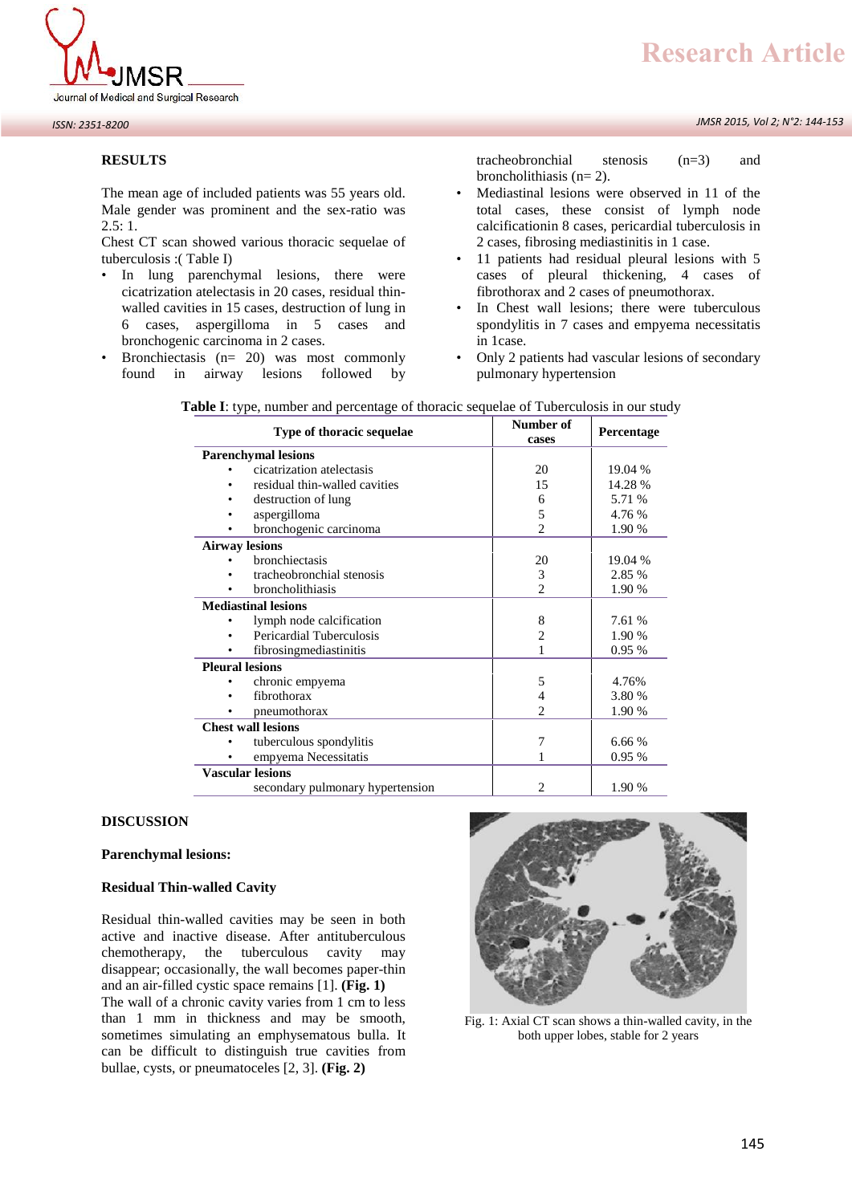## RESULTS

The mean age of included patients was 55 years old. Male gender was prominent and the sex-ratio was 2.5: 1.

Chest CT scan showed various thoracic sequelae of tuberculosis :( Table I)

- In lung parenchymal lesions, there were cicatrization atelectasis in 20 cases, residual thin-walled cavities in 15 cases, destruction of lung in 6 cases, aspergilloma in 5 cases and bronchogenic carcinoma in 2 cases.
- Bronchiectasis (n= 20) was most commonly found in airway lesions followed by tracheobronchial stenosis (n=3) and broncholithiasis (n= 2).
- Mediastinal lesions were observed in 11 of the total cases, these consist of lymph node calcificationin 8 cases, pericardial tuberculosis in 2 cases, fibrosing mediastinitis in 1 case.
- 11 patients had residual pleural lesions with 5 cases of pleural thickening, 4 cases of fibrothorax and 2 cases of pneumothorax.
- In Chest wall lesions; there were tuberculous spondylitis in 7 cases and empyema necessitatis in 1case.
- Only 2 patients had vascular lesions of secondary pulmonary hypertension

**Table I**: type, number and percentage of thoracic sequelae of Tuberculosis in our study

| Type of thoracic sequelae | Number of cases | Percentage |
|---|---|---|
| **Parenchymal lesions** | | |
| • cicatrization atelectasis | 20 | 19.04 % |
| • residual thin-walled cavities | 15 | 14.28 % |
| • destruction of lung | 6 | 5.71 % |
| • aspergilloma | 5 | 4.76 % |
| • bronchogenic carcinoma | 2 | 1.90 % |
| **Airway lesions** | | |
| • bronchiectasis | 20 | 19.04 % |
| • tracheobronchial stenosis | 3 | 2.85 % |
| • broncholithiasis | 2 | 1.90 % |
| **Mediastinal lesions** | | |
| • lymph node calcification | 8 | 7.61 % |
| • Pericardial Tuberculosis | 2 | 1.90 % |
| • fibrosingmediastinitis | 1 | 0.95 % |
| **Pleural lesions** | | |
| • chronic empyema | 5 | 4.76% |
| • fibrothorax | 4 | 3.80 % |
| • pneumothorax | 2 | 1.90 % |
| **Chest wall lesions** | | |
| • tuberculous spondylitis | 7 | 6.66 % |
| • empyema Necessitatis | 1 | 0.95 % |
| **Vascular lesions** | | |
| secondary pulmonary hypertension | 2 | 1.90 % |

## DISCUSSION

### Parenchymal lesions:

### Residual Thin-walled Cavity

Residual thin-walled cavities may be seen in both active and inactive disease. After antituberculous chemotherapy, the tuberculous cavity may disappear; occasionally, the wall becomes paper-thin and an air-filled cystic space remains [1]. **(Fig. 1)** The wall of a chronic cavity varies from 1 cm to less than 1 mm in thickness and may be smooth, sometimes simulating an emphysematous bulla. It can be difficult to distinguish true cavities from bullae, cysts, or pneumatoceles [2, 3]. **(Fig. 2)**

Fig. 1: Axial CT scan shows a thin-walled cavity, in the both upper lobes, stable for 2 years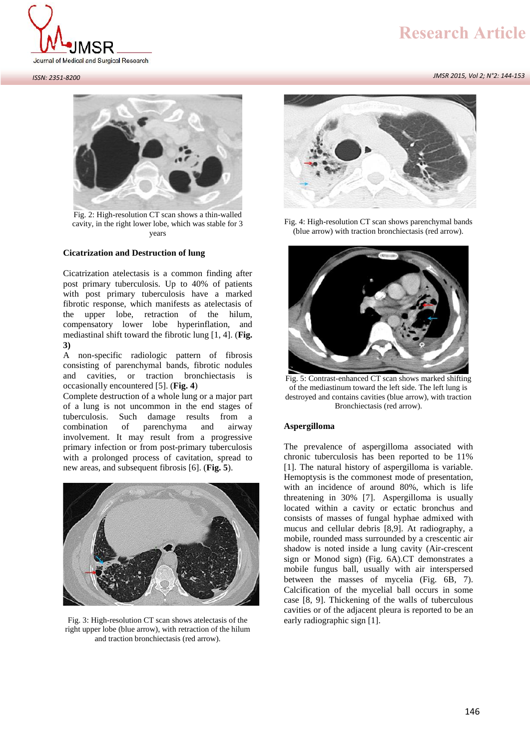Fig. 2: High-resolution CT scan shows a thin-walled cavity, in the right lower lobe, which was stable for 3 years

### Cicatrization and Destruction of lung

Cicatrization atelectasis is a common finding after post primary tuberculosis. Up to 40% of patients with post primary tuberculosis have a marked fibrotic response, which manifests as atelectasis of the upper lobe, retraction of the hilum, compensatory lower lobe hyperinflation, and mediastinal shift toward the fibrotic lung [1, 4]. (**Fig. 3**)

A non-specific radiologic pattern of fibrosis consisting of parenchymal bands, fibrotic nodules and cavities, or traction bronchiectasis is occasionally encountered [5]. (**Fig. 4**)

Complete destruction of a whole lung or a major part of a lung is not uncommon in the end stages of tuberculosis. Such damage results from a combination of parenchyma and airway involvement. It may result from a progressive primary infection or from post-primary tuberculosis with a prolonged process of cavitation, spread to new areas, and subsequent fibrosis [6]. (**Fig. 5**).

Fig. 3: High-resolution CT scan shows atelectasis of the right upper lobe (blue arrow), with retraction of the hilum and traction bronchiectasis (red arrow).

Fig. 4: High-resolution CT scan shows parenchymal bands (blue arrow) with traction bronchiectasis (red arrow).

Fig. 5: Contrast-enhanced CT scan shows marked shifting of the mediastinum toward the left side. The left lung is destroyed and contains cavities (blue arrow), with traction Bronchiectasis (red arrow).

### Aspergilloma

The prevalence of aspergilloma associated with chronic tuberculosis has been reported to be 11% [1]. The natural history of aspergilloma is variable. Hemoptysis is the commonest mode of presentation, with an incidence of around 80%, which is life threatening in 30% [7]. Aspergilloma is usually located within a cavity or ectatic bronchus and consists of masses of fungal hyphae admixed with mucus and cellular debris [8,9]. At radiography, a mobile, rounded mass surrounded by a crescentic air shadow is noted inside a lung cavity (Air-crescent sign or Monod sign) (Fig. 6A).CT demonstrates a mobile fungus ball, usually with air interspersed between the masses of mycelia (Fig. 6B, 7). Calcification of the mycelial ball occurs in some case [8, 9]. Thickening of the walls of tuberculous cavities or of the adjacent pleura is reported to be an early radiographic sign [1].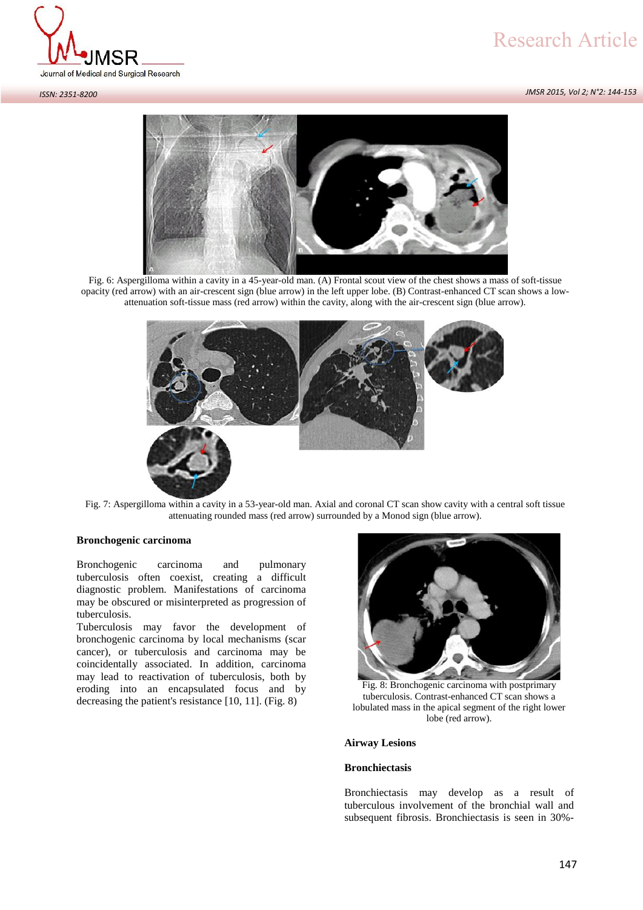Fig. 6: Aspergilloma within a cavity in a 45-year-old man. (A) Frontal scout view of the chest shows a mass of soft-tissue opacity (red arrow) with an air-crescent sign (blue arrow) in the left upper lobe. (B) Contrast-enhanced CT scan shows a low-attenuation soft-tissue mass (red arrow) within the cavity, along with the air-crescent sign (blue arrow).

Fig. 7: Aspergilloma within a cavity in a 53-year-old man. Axial and coronal CT scan show cavity with a central soft tissue attenuating rounded mass (red arrow) surrounded by a Monod sign (blue arrow).

### Bronchogenic carcinoma

Bronchogenic carcinoma and pulmonary tuberculosis often coexist, creating a difficult diagnostic problem. Manifestations of carcinoma may be obscured or misinterpreted as progression of tuberculosis.

Tuberculosis may favor the development of bronchogenic carcinoma by local mechanisms (scar cancer), or tuberculosis and carcinoma may be coincidentally associated. In addition, carcinoma may lead to reactivation of tuberculosis, both by eroding into an encapsulated focus and by decreasing the patient's resistance [10, 11]. (Fig. 8)

Fig. 8: Bronchogenic carcinoma with postprimary tuberculosis. Contrast-enhanced CT scan shows a lobulated mass in the apical segment of the right lower lobe (red arrow).

### Airway Lesions

### Bronchiectasis

Bronchiectasis may develop as a result of tuberculous involvement of the bronchial wall and subsequent fibrosis. Bronchiectasis is seen in 30%-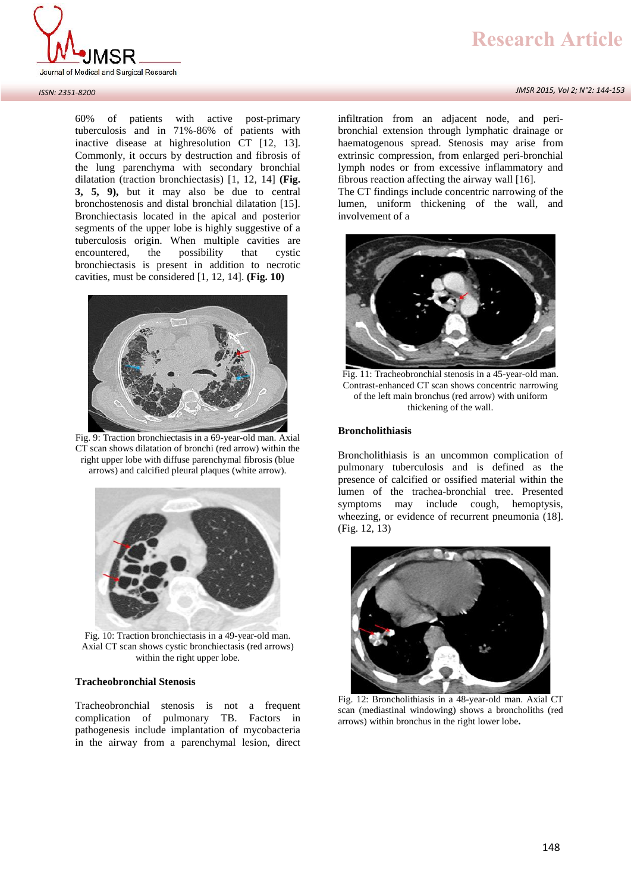60% of patients with active post-primary tuberculosis and in 71%-86% of patients with inactive disease at highresolution CT [12, 13]. Commonly, it occurs by destruction and fibrosis of the lung parenchyma with secondary bronchial dilatation (traction bronchiectasis) [1, 12, 14] **(Fig. 3, 5, 9),** but it may also be due to central bronchostenosis and distal bronchial dilatation [15]. Bronchiectasis located in the apical and posterior segments of the upper lobe is highly suggestive of a tuberculosis origin. When multiple cavities are encountered, the possibility that cystic bronchiectasis is present in addition to necrotic cavities, must be considered [1, 12, 14]. **(Fig. 10)**

Fig. 9: Traction bronchiectasis in a 69-year-old man. Axial CT scan shows dilatation of bronchi (red arrow) within the right upper lobe with diffuse parenchymal fibrosis (blue arrows) and calcified pleural plaques (white arrow).

Fig. 10: Traction bronchiectasis in a 49-year-old man. Axial CT scan shows cystic bronchiectasis (red arrows) within the right upper lobe.

### Tracheobronchial Stenosis

Tracheobronchial stenosis is not a frequent complication of pulmonary TB. Factors in pathogenesis include implantation of mycobacteria in the airway from a parenchymal lesion, direct infiltration from an adjacent node, and peri-bronchial extension through lymphatic drainage or haematogenous spread. Stenosis may arise from extrinsic compression, from enlarged peri-bronchial lymph nodes or from excessive inflammatory and fibrous reaction affecting the airway wall [16].
The CT findings include concentric narrowing of the lumen, uniform thickening of the wall, and involvement of a

Fig. 11: Tracheobronchial stenosis in a 45-year-old man. Contrast-enhanced CT scan shows concentric narrowing of the left main bronchus (red arrow) with uniform thickening of the wall.

### Broncholithiasis

Broncholithiasis is an uncommon complication of pulmonary tuberculosis and is defined as the presence of calcified or ossified material within the lumen of the trachea-bronchial tree. Presented symptoms may include cough, hemoptysis, wheezing, or evidence of recurrent pneumonia (18]. (Fig. 12, 13)

Fig. 12: Broncholithiasis in a 48-year-old man. Axial CT scan (mediastinal windowing) shows a broncholiths (red arrows) within bronchus in the right lower lobe**.**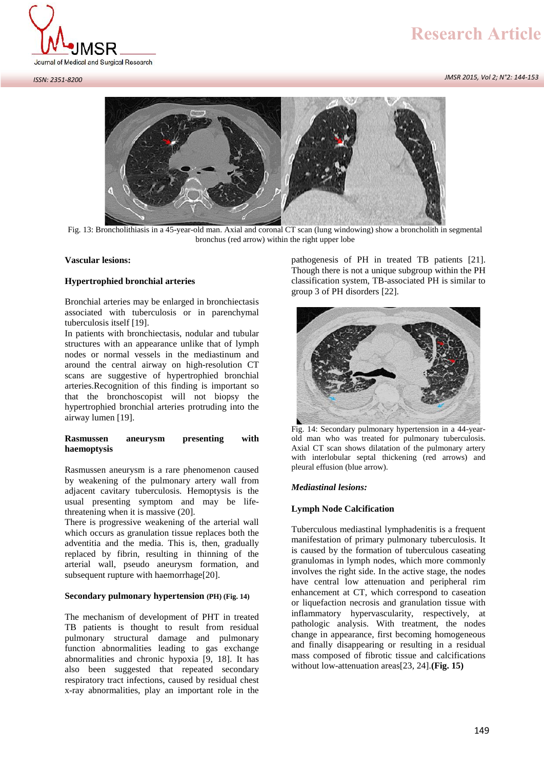Fig. 13: Broncholithiasis in a 45-year-old man. Axial and coronal CT scan (lung windowing) show a broncholith in segmental bronchus (red arrow) within the right upper lobe

**Vascular lesions:**

**Hypertrophied bronchial arteries**

Bronchial arteries may be enlarged in bronchiectasis associated with tuberculosis or in parenchymal tuberculosis itself [19].

In patients with bronchiectasis, nodular and tubular structures with an appearance unlike that of lymph nodes or normal vessels in the mediastinum and around the central airway on high-resolution CT scans are suggestive of hypertrophied bronchial arteries.Recognition of this finding is important so that the bronchoscopist will not biopsy the hypertrophied bronchial arteries protruding into the airway lumen [19].

**Rasmussen aneurysm presenting with haemoptysis**

Rasmussen aneurysm is a rare phenomenon caused by weakening of the pulmonary artery wall from adjacent cavitary tuberculosis. Hemoptysis is the usual presenting symptom and may be life-threatening when it is massive (20].

There is progressive weakening of the arterial wall which occurs as granulation tissue replaces both the adventitia and the media. This is, then, gradually replaced by fibrin, resulting in thinning of the arterial wall, pseudo aneurysm formation, and subsequent rupture with haemorrhage[20].

**Secondary pulmonary hypertension (PH) (Fig. 14)**

The mechanism of development of PHT in treated TB patients is thought to result from residual pulmonary structural damage and pulmonary function abnormalities leading to gas exchange abnormalities and chronic hypoxia [9, 18]. It has also been suggested that repeated secondary respiratory tract infections, caused by residual chest x-ray abnormalities, play an important role in the pathogenesis of PH in treated TB patients [21]. Though there is not a unique subgroup within the PH classification system, TB-associated PH is similar to group 3 of PH disorders [22].

Fig. 14: Secondary pulmonary hypertension in a 44-year-old man who was treated for pulmonary tuberculosis. Axial CT scan shows dilatation of the pulmonary artery with interlobular septal thickening (red arrows) and pleural effusion (blue arrow).

***Mediastinal lesions:***

**Lymph Node Calcification**

Tuberculous mediastinal lymphadenitis is a frequent manifestation of primary pulmonary tuberculosis. It is caused by the formation of tuberculous caseating granulomas in lymph nodes, which more commonly involves the right side. In the active stage, the nodes have central low attenuation and peripheral rim enhancement at CT, which correspond to caseation or liquefaction necrosis and granulation tissue with inflammatory hypervascularity, respectively, at pathologic analysis. With treatment, the nodes change in appearance, first becoming homogeneous and finally disappearing or resulting in a residual mass composed of fibrotic tissue and calcifications without low-attenuation areas[23, 24].**(Fig. 15)**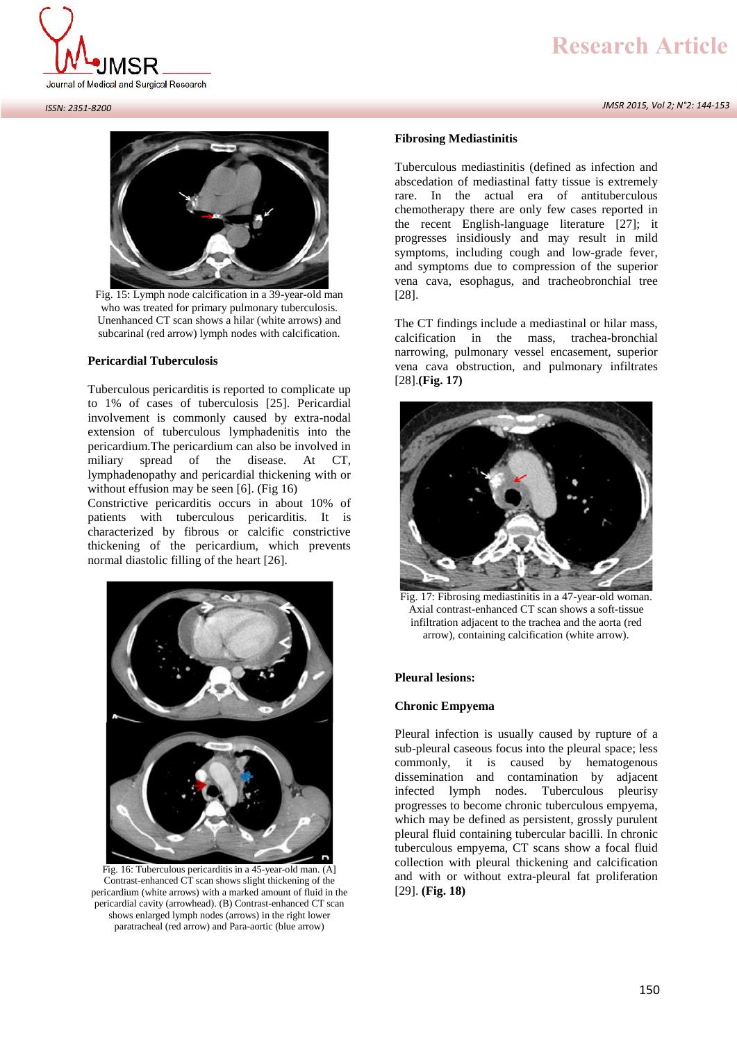Fig. 15: Lymph node calcification in a 39-year-old man who was treated for primary pulmonary tuberculosis. Unenhanced CT scan shows a hilar (white arrows) and subcarinal (red arrow) lymph nodes with calcification.

### Pericardial Tuberculosis

Tuberculous pericarditis is reported to complicate up to 1% of cases of tuberculosis [25]. Pericardial involvement is commonly caused by extra-nodal extension of tuberculous lymphadenitis into the pericardium.The pericardium can also be involved in miliary spread of the disease. At CT, lymphadenopathy and pericardial thickening with or without effusion may be seen [6]. (Fig 16)

Constrictive pericarditis occurs in about 10% of patients with tuberculous pericarditis. It is characterized by fibrous or calcific constrictive thickening of the pericardium, which prevents normal diastolic filling of the heart [26].

Fig. 16: Tuberculous pericarditis in a 45-year-old man. [A] Contrast-enhanced CT scan shows slight thickening of the pericardium (white arrows) with a marked amount of fluid in the pericardial cavity (arrowhead). (B) Contrast-enhanced CT scan shows enlarged lymph nodes (arrows) in the right lower paratracheal (red arrow) and Para-aortic (blue arrow)

### Fibrosing Mediastinitis

Tuberculous mediastinitis (defined as infection and abscedation of mediastinal fatty tissue is extremely rare. In the actual era of antituberculous chemotherapy there are only few cases reported in the recent English-language literature [27]; it progresses insidiously and may result in mild symptoms, including cough and low-grade fever, and symptoms due to compression of the superior vena cava, esophagus, and tracheobronchial tree [28].

The CT findings include a mediastinal or hilar mass, calcification in the mass, trachea-bronchial narrowing, pulmonary vessel encasement, superior vena cava obstruction, and pulmonary infiltrates [28].**(Fig. 17)**

Fig. 17: Fibrosing mediastinitis in a 47-year-old woman. Axial contrast-enhanced CT scan shows a soft-tissue infiltration adjacent to the trachea and the aorta (red arrow), containing calcification (white arrow).

### Pleural lesions:

### Chronic Empyema

Pleural infection is usually caused by rupture of a sub-pleural caseous focus into the pleural space; less commonly, it is caused by hematogenous dissemination and contamination by adjacent infected lymph nodes. Tuberculous pleurisy progresses to become chronic tuberculous empyema, which may be defined as persistent, grossly purulent pleural fluid containing tubercular bacilli. In chronic tuberculous empyema, CT scans show a focal fluid collection with pleural thickening and calcification and with or without extra-pleural fat proliferation [29]. **(Fig. 18)**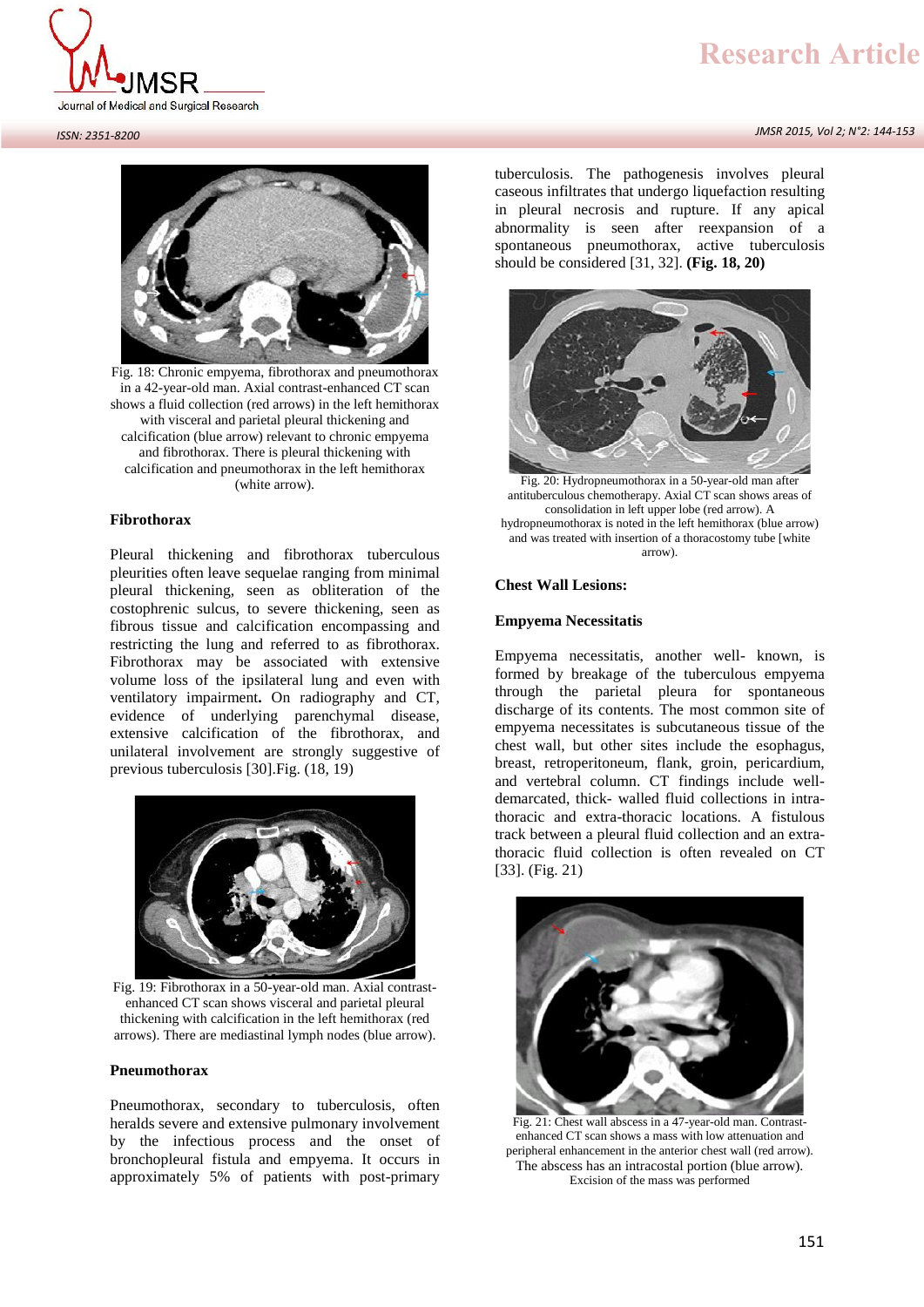Fig. 18: Chronic empyema, fibrothorax and pneumothorax in a 42-year-old man. Axial contrast-enhanced CT scan shows a fluid collection (red arrows) in the left hemithorax with visceral and parietal pleural thickening and calcification (blue arrow) relevant to chronic empyema and fibrothorax. There is pleural thickening with calcification and pneumothorax in the left hemithorax (white arrow).

### Fibrothorax

Pleural thickening and fibrothorax tuberculous pleurities often leave sequelae ranging from minimal pleural thickening, seen as obliteration of the costophrenic sulcus, to severe thickening, seen as fibrous tissue and calcification encompassing and restricting the lung and referred to as fibrothorax. Fibrothorax may be associated with extensive volume loss of the ipsilateral lung and even with ventilatory impairment**.** On radiography and CT, evidence of underlying parenchymal disease, extensive calcification of the fibrothorax, and unilateral involvement are strongly suggestive of previous tuberculosis [30].Fig. (18, 19)

Fig. 19: Fibrothorax in a 50-year-old man. Axial contrast-enhanced CT scan shows visceral and parietal pleural thickening with calcification in the left hemithorax (red arrows). There are mediastinal lymph nodes (blue arrow).

### Pneumothorax

Pneumothorax, secondary to tuberculosis, often heralds severe and extensive pulmonary involvement by the infectious process and the onset of bronchopleural fistula and empyema. It occurs in approximately 5% of patients with post-primary tuberculosis. The pathogenesis involves pleural caseous infiltrates that undergo liquefaction resulting in pleural necrosis and rupture. If any apical abnormality is seen after reexpansion of a spontaneous pneumothorax, active tuberculosis should be considered [31, 32]. **(Fig. 18, 20)**

Fig. 20: Hydropneumothorax in a 50-year-old man after antituberculous chemotherapy. Axial CT scan shows areas of consolidation in left upper lobe (red arrow). A hydropneumothorax is noted in the left hemithorax (blue arrow) and was treated with insertion of a thoracostomy tube [white arrow).

### Chest Wall Lesions:

### Empyema Necessitatis

Empyema necessitatis, another well- known, is formed by breakage of the tuberculous empyema through the parietal pleura for spontaneous discharge of its contents. The most common site of empyema necessitates is subcutaneous tissue of the chest wall, but other sites include the esophagus, breast, retroperitoneum, flank, groin, pericardium, and vertebral column. CT findings include well-demarcated, thick- walled fluid collections in intra-thoracic and extra-thoracic locations. A fistulous track between a pleural fluid collection and an extra-thoracic fluid collection is often revealed on CT [33]. (Fig. 21)

Fig. 21: Chest wall abscess in a 47-year-old man. Contrast-enhanced CT scan shows a mass with low attenuation and peripheral enhancement in the anterior chest wall (red arrow). The abscess has an intracostal portion (blue arrow). Excision of the mass was performed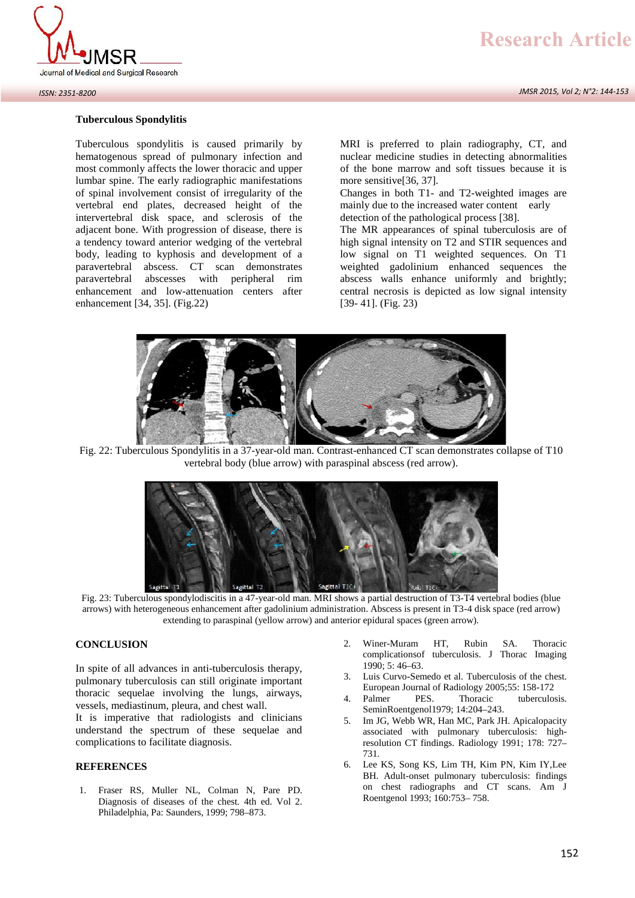### Tuberculous Spondylitis

Tuberculous spondylitis is caused primarily by hematogenous spread of pulmonary infection and most commonly affects the lower thoracic and upper lumbar spine. The early radiographic manifestations of spinal involvement consist of irregularity of the vertebral end plates, decreased height of the intervertebral disk space, and sclerosis of the adjacent bone. With progression of disease, there is a tendency toward anterior wedging of the vertebral body, leading to kyphosis and development of a paravertebral abscess. CT scan demonstrates paravertebral abscesses with peripheral rim enhancement and low-attenuation centers after enhancement [34, 35]. (Fig.22)

MRI is preferred to plain radiography, CT, and nuclear medicine studies in detecting abnormalities of the bone marrow and soft tissues because it is more sensitive[36, 37].

Changes in both T1- and T2-weighted images are mainly due to the increased water content early detection of the pathological process [38].

The MR appearances of spinal tuberculosis are of high signal intensity on T2 and STIR sequences and low signal on T1 weighted sequences. On T1 weighted gadolinium enhanced sequences the abscess walls enhance uniformly and brightly; central necrosis is depicted as low signal intensity [39- 41]. (Fig. 23)

Fig. 22: Tuberculous Spondylitis in a 37-year-old man. Contrast-enhanced CT scan demonstrates collapse of T10 vertebral body (blue arrow) with paraspinal abscess (red arrow).

Fig. 23: Tuberculous spondylodiscitis in a 47-year-old man. MRI shows a partial destruction of T3-T4 vertebral bodies (blue arrows) with heterogeneous enhancement after gadolinium administration. Abscess is present in T3-4 disk space (red arrow) extending to paraspinal (yellow arrow) and anterior epidural spaces (green arrow).

## CONCLUSION

In spite of all advances in anti-tuberculosis therapy, pulmonary tuberculosis can still originate important thoracic sequelae involving the lungs, airways, vessels, mediastinum, pleura, and chest wall.

It is imperative that radiologists and clinicians understand the spectrum of these sequelae and complications to facilitate diagnosis.

## REFERENCES

1. Fraser RS, Muller NL, Colman N, Pare PD. Diagnosis of diseases of the chest. 4th ed. Vol 2. Philadelphia, Pa: Saunders, 1999; 798–873.
2. Winer-Muram HT, Rubin SA. Thoracic complicationsof tuberculosis. J Thorac Imaging 1990; 5: 46–63.
3. Luis Curvo-Semedo et al. Tuberculosis of the chest. European Journal of Radiology 2005;55: 158-172
4. Palmer PES. Thoracic tuberculosis. SeminRoentgenol1979; 14:204–243.
5. Im JG, Webb WR, Han MC, Park JH. Apicalopacity associated with pulmonary tuberculosis: high-resolution CT findings. Radiology 1991; 178: 727–731.
6. Lee KS, Song KS, Lim TH, Kim PN, Kim IY,Lee BH. Adult-onset pulmonary tuberculosis: findings on chest radiographs and CT scans. Am J Roentgenol 1993; 160:753– 758.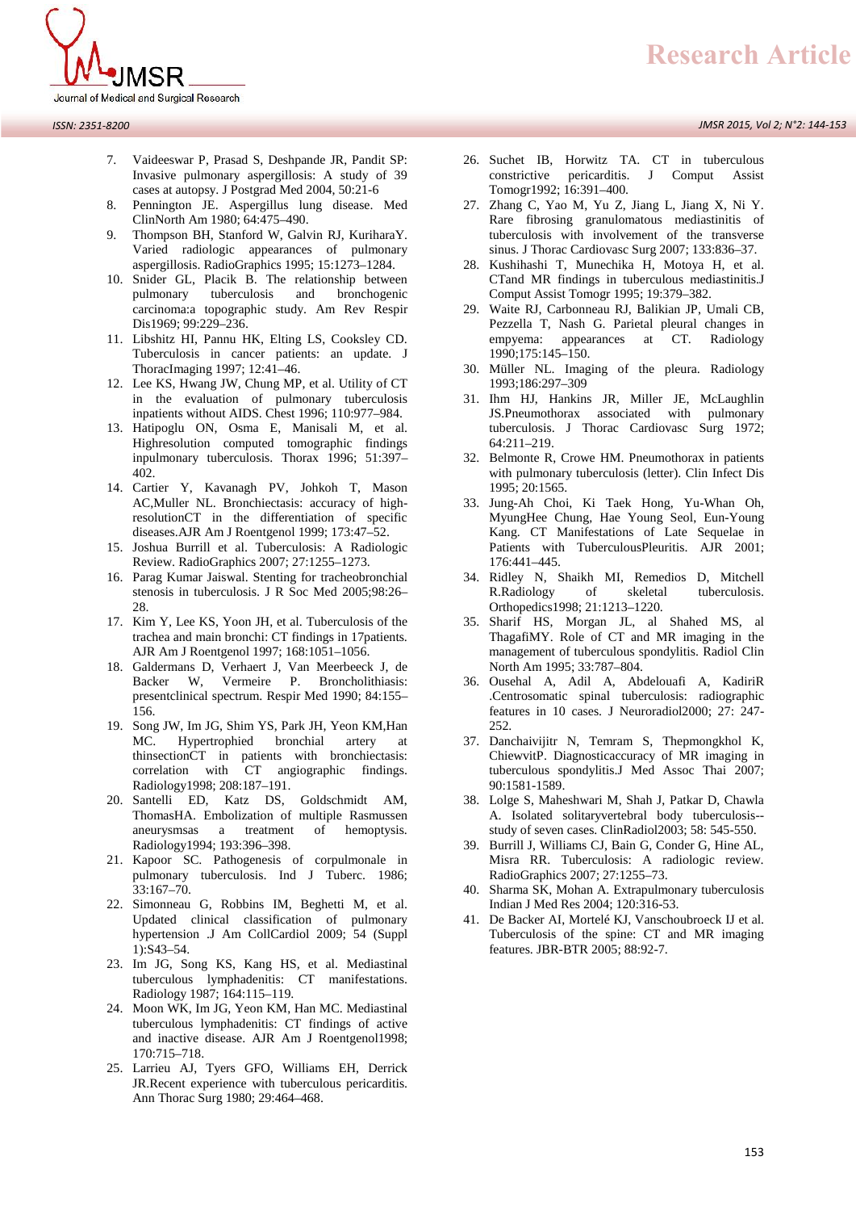7. Vaideeswar P, Prasad S, Deshpande JR, Pandit SP: Invasive pulmonary aspergillosis: A study of 39 cases at autopsy. J Postgrad Med 2004, 50:21-6
8. Pennington JE. Aspergillus lung disease. Med ClinNorth Am 1980; 64:475–490.
9. Thompson BH, Stanford W, Galvin RJ, KuriharaY. Varied radiologic appearances of pulmonary aspergillosis. RadioGraphics 1995; 15:1273–1284.
10. Snider GL, Placik B. The relationship between pulmonary tuberculosis and bronchogenic carcinoma:a topographic study. Am Rev Respir Dis1969; 99:229–236.
11. Libshitz HI, Pannu HK, Elting LS, Cooksley CD. Tuberculosis in cancer patients: an update. J ThoracImaging 1997; 12:41–46.
12. Lee KS, Hwang JW, Chung MP, et al. Utility of CT in the evaluation of pulmonary tuberculosis inpatients without AIDS. Chest 1996; 110:977–984.
13. Hatipoglu ON, Osma E, Manisali M, et al. Highresolution computed tomographic findings inpulmonary tuberculosis. Thorax 1996; 51:397–402.
14. Cartier Y, Kavanagh PV, Johkoh T, Mason AC,Muller NL. Bronchiectasis: accuracy of high-resolutionCT in the differentiation of specific diseases.AJR Am J Roentgenol 1999; 173:47–52.
15. Joshua Burrill et al. Tuberculosis: A Radiologic Review. RadioGraphics 2007; 27:1255–1273.
16. Parag Kumar Jaiswal. Stenting for tracheobronchial stenosis in tuberculosis. J R Soc Med 2005;98:26–28.
17. Kim Y, Lee KS, Yoon JH, et al. Tuberculosis of the trachea and main bronchi: CT findings in 17patients. AJR Am J Roentgenol 1997; 168:1051–1056.
18. Galdermans D, Verhaert J, Van Meerbeeck J, de Backer W, Vermeire P. Broncholithiasis: presentclinical spectrum. Respir Med 1990; 84:155–156.
19. Song JW, Im JG, Shim YS, Park JH, Yeon KM,Han MC. Hypertrophied bronchial artery at thinsectionCT in patients with bronchiectasis: correlation with CT angiographic findings. Radiology1998; 208:187–191.
20. Santelli ED, Katz DS, Goldschmidt AM, ThomasHA. Embolization of multiple Rasmussen aneurysmsas a treatment of hemoptysis. Radiology1994; 193:396–398.
21. Kapoor SC. Pathogenesis of corpulmonale in pulmonary tuberculosis. Ind J Tuberc. 1986; 33:167–70.
22. Simonneau G, Robbins IM, Beghetti M, et al. Updated clinical classification of pulmonary hypertension .J Am CollCardiol 2009; 54 (Suppl 1):S43–54.
23. Im JG, Song KS, Kang HS, et al. Mediastinal tuberculous lymphadenitis: CT manifestations. Radiology 1987; 164:115–119.
24. Moon WK, Im JG, Yeon KM, Han MC. Mediastinal tuberculous lymphadenitis: CT findings of active and inactive disease. AJR Am J Roentgenol1998; 170:715–718.
25. Larrieu AJ, Tyers GFO, Williams EH, Derrick JR.Recent experience with tuberculous pericarditis. Ann Thorac Surg 1980; 29:464–468.
26. Suchet IB, Horwitz TA. CT in tuberculous constrictive pericarditis. J Comput Assist Tomogr1992; 16:391–400.
27. Zhang C, Yao M, Yu Z, Jiang L, Jiang X, Ni Y. Rare fibrosing granulomatous mediastinitis of tuberculosis with involvement of the transverse sinus. J Thorac Cardiovasc Surg 2007; 133:836–37.
28. Kushihashi T, Munechika H, Motoya H, et al. CTand MR findings in tuberculous mediastinitis.J Comput Assist Tomogr 1995; 19:379–382.
29. Waite RJ, Carbonneau RJ, Balikian JP, Umali CB, Pezzella T, Nash G. Parietal pleural changes in empyema: appearances at CT. Radiology 1990;175:145–150.
30. Müller NL. Imaging of the pleura. Radiology 1993;186:297–309
31. Ihm HJ, Hankins JR, Miller JE, McLaughlin JS.Pneumothorax associated with pulmonary tuberculosis. J Thorac Cardiovasc Surg 1972; 64:211–219.
32. Belmonte R, Crowe HM. Pneumothorax in patients with pulmonary tuberculosis (letter). Clin Infect Dis 1995; 20:1565.
33. Jung-Ah Choi, Ki Taek Hong, Yu-Whan Oh, MyungHee Chung, Hae Young Seol, Eun-Young Kang. CT Manifestations of Late Sequelae in Patients with TuberculousPleuritis. AJR 2001; 176:441–445.
34. Ridley N, Shaikh MI, Remedios D, Mitchell R.Radiology of skeletal tuberculosis. Orthopedics1998; 21:1213–1220.
35. Sharif HS, Morgan JL, al Shahed MS, al ThagafiMY. Role of CT and MR imaging in the management of tuberculous spondylitis. Radiol Clin North Am 1995; 33:787–804.
36. Ousehal A, Adil A, Abdelouafi A, KadiriR .Centrosomatic spinal tuberculosis: radiographic features in 10 cases. J Neuroradiol2000; 27: 247-252.
37. Danchaivijitr N, Temram S, Thepmongkhol K, ChiewvitP. Diagnosticaccuracy of MR imaging in tuberculous spondylitis.J Med Assoc Thai 2007; 90:1581-1589.
38. Lolge S, Maheshwari M, Shah J, Patkar D, Chawla A. Isolated solitaryvertebral body tuberculosis--study of seven cases. ClinRadiol2003; 58: 545-550.
39. Burrill J, Williams CJ, Bain G, Conder G, Hine AL, Misra RR. Tuberculosis: A radiologic review. RadioGraphics 2007; 27:1255–73.
40. Sharma SK, Mohan A. Extrapulmonary tuberculosis Indian J Med Res 2004; 120:316-53.
41. De Backer AI, Mortelé KJ, Vanschoubroeck IJ et al. Tuberculosis of the spine: CT and MR imaging features. JBR-BTR 2005; 88:92-7.